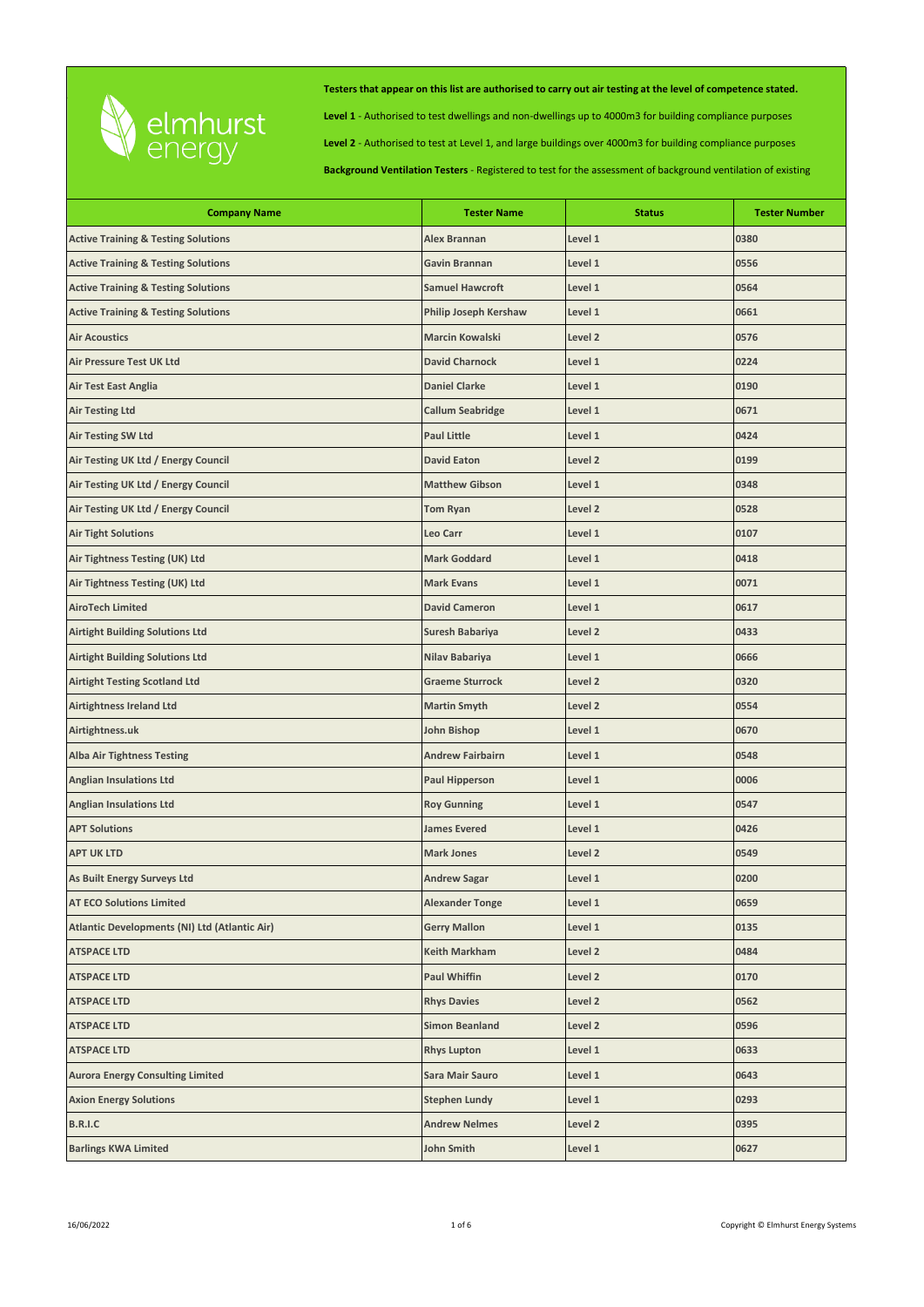elmhurst energy

**Testers that appear on this list are authorised to carry out air testing at the level of competence stated.**

**Level 1** - Authorised to test dwellings and non-dwellings up to 4000m3 for building compliance purposes

**Level 2** - Authorised to test at Level 1, and large buildings over 4000m3 for building compliance purposes

**Background Ventilation Testers** - Registered to test for the assessment of background ventilation of existing

| Company Name | Tester Name | Status | Tester Number |
|---|---|---|---|
| Active Training & Testing Solutions | Alex Brannan | Level 1 | 0380 |
| Active Training & Testing Solutions | Gavin Brannan | Level 1 | 0556 |
| Active Training & Testing Solutions | Samuel Hawcroft | Level 1 | 0564 |
| Active Training & Testing Solutions | Philip Joseph Kershaw | Level 1 | 0661 |
| Air Acoustics | Marcin Kowalski | Level 2 | 0576 |
| Air Pressure Test UK Ltd | David Charnock | Level 1 | 0224 |
| Air Test East Anglia | Daniel Clarke | Level 1 | 0190 |
| Air Testing Ltd | Callum Seabridge | Level 1 | 0671 |
| Air Testing SW Ltd | Paul Little | Level 1 | 0424 |
| Air Testing UK Ltd / Energy Council | David Eaton | Level 2 | 0199 |
| Air Testing UK Ltd / Energy Council | Matthew Gibson | Level 1 | 0348 |
| Air Testing UK Ltd / Energy Council | Tom Ryan | Level 2 | 0528 |
| Air Tight Solutions | Leo Carr | Level 1 | 0107 |
| Air Tightness Testing (UK) Ltd | Mark Goddard | Level 1 | 0418 |
| Air Tightness Testing (UK) Ltd | Mark Evans | Level 1 | 0071 |
| AiroTech Limited | David Cameron | Level 1 | 0617 |
| Airtight Building Solutions Ltd | Suresh Babariya | Level 2 | 0433 |
| Airtight Building Solutions Ltd | Nilav Babariya | Level 1 | 0666 |
| Airtight Testing Scotland Ltd | Graeme Sturrock | Level 2 | 0320 |
| Airtightness Ireland Ltd | Martin Smyth | Level 2 | 0554 |
| Airtightness.uk | John Bishop | Level 1 | 0670 |
| Alba Air Tightness Testing | Andrew Fairbairn | Level 1 | 0548 |
| Anglian Insulations Ltd | Paul Hipperson | Level 1 | 0006 |
| Anglian Insulations Ltd | Roy Gunning | Level 1 | 0547 |
| APT Solutions | James Evered | Level 1 | 0426 |
| APT UK LTD | Mark Jones | Level 2 | 0549 |
| As Built Energy Surveys Ltd | Andrew Sagar | Level 1 | 0200 |
| AT ECO Solutions Limited | Alexander Tonge | Level 1 | 0659 |
| Atlantic Developments (NI) Ltd (Atlantic Air) | Gerry Mallon | Level 1 | 0135 |
| ATSPACE LTD | Keith Markham | Level 2 | 0484 |
| ATSPACE LTD | Paul Whiffin | Level 2 | 0170 |
| ATSPACE LTD | Rhys Davies | Level 2 | 0562 |
| ATSPACE LTD | Simon Beanland | Level 2 | 0596 |
| ATSPACE LTD | Rhys Lupton | Level 1 | 0633 |
| Aurora Energy Consulting Limited | Sara Mair Sauro | Level 1 | 0643 |
| Axion Energy Solutions | Stephen Lundy | Level 1 | 0293 |
| B.R.I.C | Andrew Nelmes | Level 2 | 0395 |
| Barlings KWA Limited | John Smith | Level 1 | 0627 |

16/06/2022

Copyright © Elmhurst Energy Systems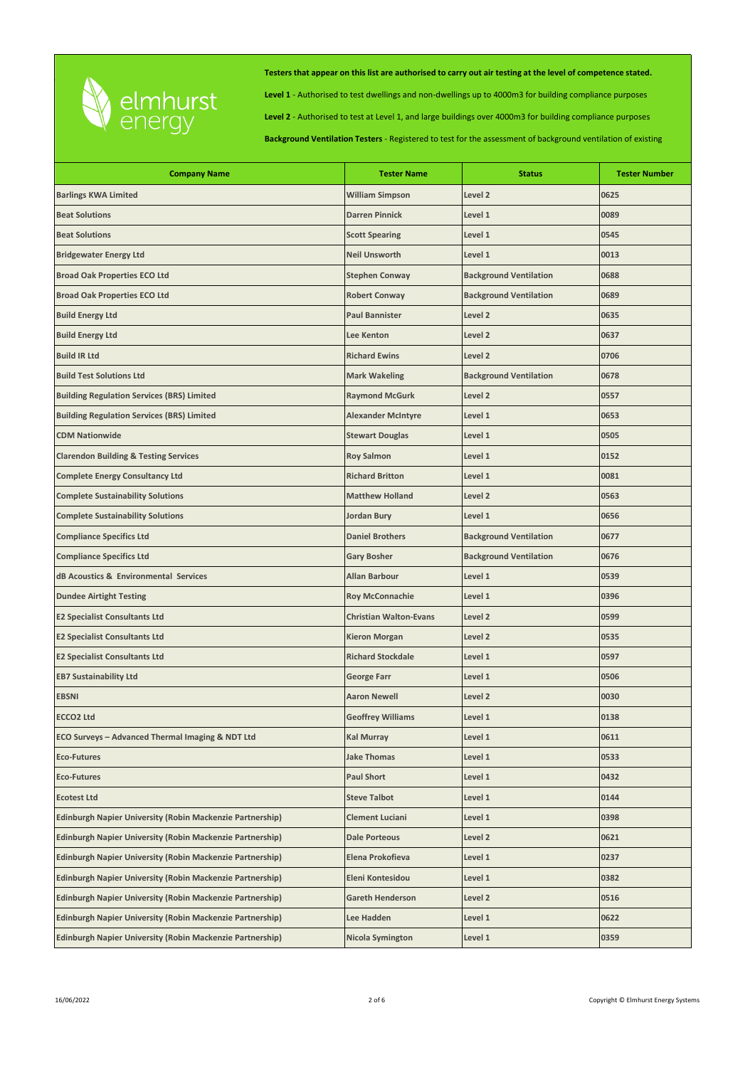elmhurst energy

**Testers that appear on this list are authorised to carry out air testing at the level of competence stated.**

**Level 1** - Authorised to test dwellings and non-dwellings up to 4000m3 for building compliance purposes

**Level 2** - Authorised to test at Level 1, and large buildings over 4000m3 for building compliance purposes

**Background Ventilation Testers** - Registered to test for the assessment of background ventilation of existing

| Company Name | Tester Name | Status | Tester Number |
|---|---|---|---|
| Barlings KWA Limited | William Simpson | Level 2 | 0625 |
| Beat Solutions | Darren Pinnick | Level 1 | 0089 |
| Beat Solutions | Scott Spearing | Level 1 | 0545 |
| Bridgewater Energy Ltd | Neil Unsworth | Level 1 | 0013 |
| Broad Oak Properties ECO Ltd | Stephen Conway | Background Ventilation | 0688 |
| Broad Oak Properties ECO Ltd | Robert Conway | Background Ventilation | 0689 |
| Build Energy Ltd | Paul Bannister | Level 2 | 0635 |
| Build Energy Ltd | Lee Kenton | Level 2 | 0637 |
| Build IR Ltd | Richard Ewins | Level 2 | 0706 |
| Build Test Solutions Ltd | Mark Wakeling | Background Ventilation | 0678 |
| Building Regulation Services (BRS) Limited | Raymond McGurk | Level 2 | 0557 |
| Building Regulation Services (BRS) Limited | Alexander McIntyre | Level 1 | 0653 |
| CDM Nationwide | Stewart Douglas | Level 1 | 0505 |
| Clarendon Building & Testing Services | Roy Salmon | Level 1 | 0152 |
| Complete Energy Consultancy Ltd | Richard Britton | Level 1 | 0081 |
| Complete Sustainability Solutions | Matthew Holland | Level 2 | 0563 |
| Complete Sustainability Solutions | Jordan Bury | Level 1 | 0656 |
| Compliance Specifics Ltd | Daniel Brothers | Background Ventilation | 0677 |
| Compliance Specifics Ltd | Gary Bosher | Background Ventilation | 0676 |
| dB Acoustics & Environmental Services | Allan Barbour | Level 1 | 0539 |
| Dundee Airtight Testing | Roy McConnachie | Level 1 | 0396 |
| E2 Specialist Consultants Ltd | Christian Walton-Evans | Level 2 | 0599 |
| E2 Specialist Consultants Ltd | Kieron Morgan | Level 2 | 0535 |
| E2 Specialist Consultants Ltd | Richard Stockdale | Level 1 | 0597 |
| EB7 Sustainability Ltd | George Farr | Level 1 | 0506 |
| EBSNI | Aaron Newell | Level 2 | 0030 |
| ECCO2 Ltd | Geoffrey Williams | Level 1 | 0138 |
| ECO Surveys – Advanced Thermal Imaging & NDT Ltd | Kal Murray | Level 1 | 0611 |
| Eco-Futures | Jake Thomas | Level 1 | 0533 |
| Eco-Futures | Paul Short | Level 1 | 0432 |
| Ecotest Ltd | Steve Talbot | Level 1 | 0144 |
| Edinburgh Napier University (Robin Mackenzie Partnership) | Clement Luciani | Level 1 | 0398 |
| Edinburgh Napier University (Robin Mackenzie Partnership) | Dale Porteous | Level 2 | 0621 |
| Edinburgh Napier University (Robin Mackenzie Partnership) | Elena Prokofieva | Level 1 | 0237 |
| Edinburgh Napier University (Robin Mackenzie Partnership) | Eleni Kontesidou | Level 1 | 0382 |
| Edinburgh Napier University (Robin Mackenzie Partnership) | Gareth Henderson | Level 2 | 0516 |
| Edinburgh Napier University (Robin Mackenzie Partnership) | Lee Hadden | Level 1 | 0622 |
| Edinburgh Napier University (Robin Mackenzie Partnership) | Nicola Symington | Level 1 | 0359 |

16/06/2022

Copyright © Elmhurst Energy Systems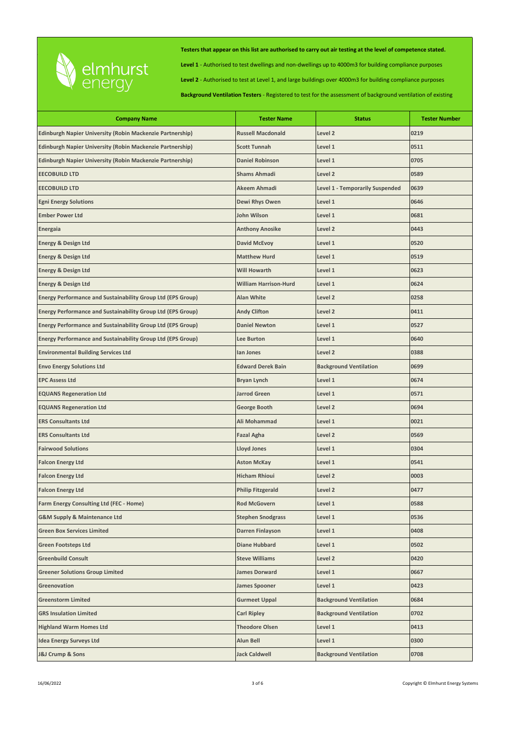elmhurst energy

**Testers that appear on this list are authorised to carry out air testing at the level of competence stated.**

**Level 1** - Authorised to test dwellings and non-dwellings up to 4000m3 for building compliance purposes

**Level 2** - Authorised to test at Level 1, and large buildings over 4000m3 for building compliance purposes

**Background Ventilation Testers** - Registered to test for the assessment of background ventilation of existing

| Company Name | Tester Name | Status | Tester Number |
|---|---|---|---|
| Edinburgh Napier University (Robin Mackenzie Partnership) | Russell Macdonald | Level 2 | 0219 |
| Edinburgh Napier University (Robin Mackenzie Partnership) | Scott Tunnah | Level 1 | 0511 |
| Edinburgh Napier University (Robin Mackenzie Partnership) | Daniel Robinson | Level 1 | 0705 |
| EECOBUILD LTD | Shams Ahmadi | Level 2 | 0589 |
| EECOBUILD LTD | Akeem Ahmadi | Level 1 - Temporarily Suspended | 0639 |
| Egni Energy Solutions | Dewi Rhys Owen | Level 1 | 0646 |
| Ember Power Ltd | John Wilson | Level 1 | 0681 |
| Energaia | Anthony Anosike | Level 2 | 0443 |
| Energy & Design Ltd | David McEvoy | Level 1 | 0520 |
| Energy & Design Ltd | Matthew Hurd | Level 1 | 0519 |
| Energy & Design Ltd | Will Howarth | Level 1 | 0623 |
| Energy & Design Ltd | William Harrison-Hurd | Level 1 | 0624 |
| Energy Performance and Sustainability Group Ltd (EPS Group) | Alan White | Level 2 | 0258 |
| Energy Performance and Sustainability Group Ltd (EPS Group) | Andy Clifton | Level 2 | 0411 |
| Energy Performance and Sustainability Group Ltd (EPS Group) | Daniel Newton | Level 1 | 0527 |
| Energy Performance and Sustainability Group Ltd (EPS Group) | Lee Burton | Level 1 | 0640 |
| Environmental Building Services Ltd | Ian Jones | Level 2 | 0388 |
| Envo Energy Solutions Ltd | Edward Derek Bain | Background Ventilation | 0699 |
| EPC Assess Ltd | Bryan Lynch | Level 1 | 0674 |
| EQUANS Regeneration Ltd | Jarrod Green | Level 1 | 0571 |
| EQUANS Regeneration Ltd | George Booth | Level 2 | 0694 |
| ERS Consultants Ltd | Ali Mohammad | Level 1 | 0021 |
| ERS Consultants Ltd | Fazal Agha | Level 2 | 0569 |
| Fairwood Solutions | Lloyd Jones | Level 1 | 0304 |
| Falcon Energy Ltd | Aston McKay | Level 1 | 0541 |
| Falcon Energy Ltd | Hicham Rhioui | Level 2 | 0003 |
| Falcon Energy Ltd | Philip Fitzgerald | Level 2 | 0477 |
| Farm Energy Consulting Ltd (FEC - Home) | Rod McGovern | Level 1 | 0588 |
| G&M Supply & Maintenance Ltd | Stephen Snodgrass | Level 1 | 0536 |
| Green Box Services Limited | Darren Finlayson | Level 1 | 0408 |
| Green Footsteps Ltd | Diane Hubbard | Level 1 | 0502 |
| Greenbuild Consult | Steve Williams | Level 2 | 0420 |
| Greener Solutions Group Limited | James Dorward | Level 1 | 0667 |
| Greenovation | James Spooner | Level 1 | 0423 |
| Greenstorm Limited | Gurmeet Uppal | Background Ventilation | 0684 |
| GRS Insulation Limited | Carl Ripley | Background Ventilation | 0702 |
| Highland Warm Homes Ltd | Theodore Olsen | Level 1 | 0413 |
| Idea Energy Surveys Ltd | Alun Bell | Level 1 | 0300 |
| J&J Crump & Sons | Jack Caldwell | Background Ventilation | 0708 |

16/06/2022

Copyright © Elmhurst Energy Systems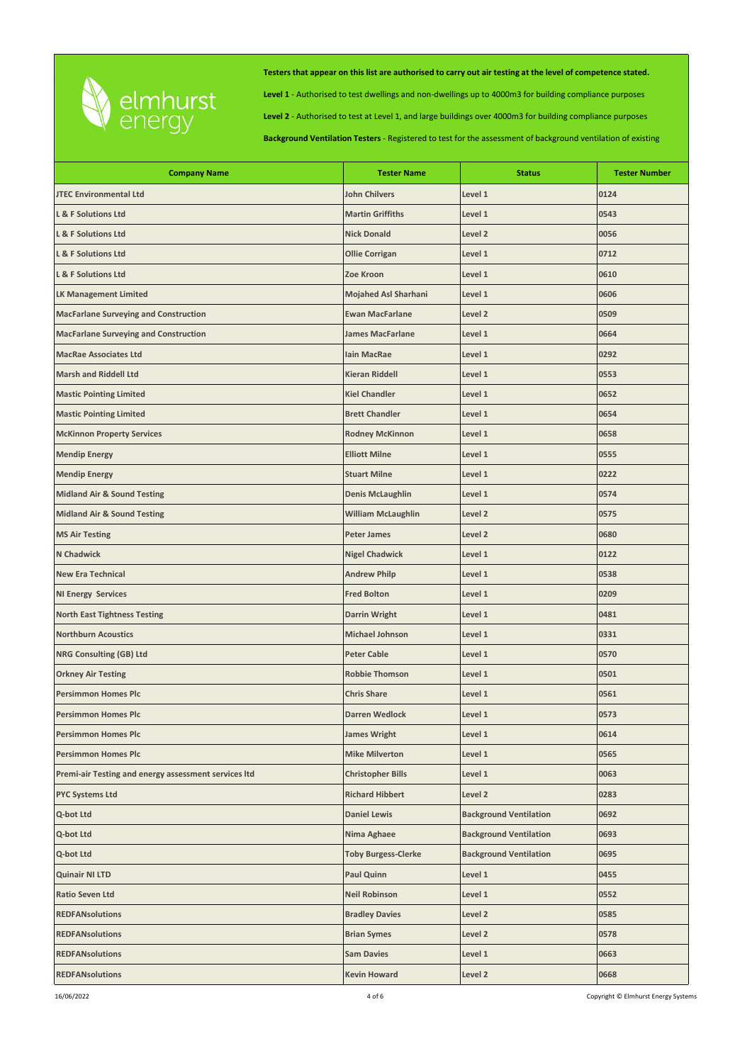elmhurst energy

**Testers that appear on this list are authorised to carry out air testing at the level of competence stated.**

**Level 1** - Authorised to test dwellings and non-dwellings up to 4000m3 for building compliance purposes

**Level 2** - Authorised to test at Level 1, and large buildings over 4000m3 for building compliance purposes

**Background Ventilation Testers** - Registered to test for the assessment of background ventilation of existing

| Company Name | Tester Name | Status | Tester Number |
|---|---|---|---|
| JTEC Environmental Ltd | John Chilvers | Level 1 | 0124 |
| L & F Solutions Ltd | Martin Griffiths | Level 1 | 0543 |
| L & F Solutions Ltd | Nick Donald | Level 2 | 0056 |
| L & F Solutions Ltd | Ollie Corrigan | Level 1 | 0712 |
| L & F Solutions Ltd | Zoe Kroon | Level 1 | 0610 |
| LK Management Limited | Mojahed Asl Sharhani | Level 1 | 0606 |
| MacFarlane Surveying and Construction | Ewan MacFarlane | Level 2 | 0509 |
| MacFarlane Surveying and Construction | James MacFarlane | Level 1 | 0664 |
| MacRae Associates Ltd | Iain MacRae | Level 1 | 0292 |
| Marsh and Riddell Ltd | Kieran Riddell | Level 1 | 0553 |
| Mastic Pointing Limited | Kiel Chandler | Level 1 | 0652 |
| Mastic Pointing Limited | Brett Chandler | Level 1 | 0654 |
| McKinnon Property Services | Rodney McKinnon | Level 1 | 0658 |
| Mendip Energy | Elliott Milne | Level 1 | 0555 |
| Mendip Energy | Stuart Milne | Level 1 | 0222 |
| Midland Air & Sound Testing | Denis McLaughlin | Level 1 | 0574 |
| Midland Air & Sound Testing | William McLaughlin | Level 2 | 0575 |
| MS Air Testing | Peter James | Level 2 | 0680 |
| N Chadwick | Nigel Chadwick | Level 1 | 0122 |
| New Era Technical | Andrew Philp | Level 1 | 0538 |
| NI Energy Services | Fred Bolton | Level 1 | 0209 |
| North East Tightness Testing | Darrin Wright | Level 1 | 0481 |
| Northburn Acoustics | Michael Johnson | Level 1 | 0331 |
| NRG Consulting (GB) Ltd | Peter Cable | Level 1 | 0570 |
| Orkney Air Testing | Robbie Thomson | Level 1 | 0501 |
| Persimmon Homes Plc | Chris Share | Level 1 | 0561 |
| Persimmon Homes Plc | Darren Wedlock | Level 1 | 0573 |
| Persimmon Homes Plc | James Wright | Level 1 | 0614 |
| Persimmon Homes Plc | Mike Milverton | Level 1 | 0565 |
| Premi-air Testing and energy assessment services ltd | Christopher Bills | Level 1 | 0063 |
| PYC Systems Ltd | Richard Hibbert | Level 2 | 0283 |
| Q-bot Ltd | Daniel Lewis | Background Ventilation | 0692 |
| Q-bot Ltd | Nima Aghaee | Background Ventilation | 0693 |
| Q-bot Ltd | Toby Burgess-Clerke | Background Ventilation | 0695 |
| Quinair NI LTD | Paul Quinn | Level 1 | 0455 |
| Ratio Seven Ltd | Neil Robinson | Level 1 | 0552 |
| REDFANsolutions | Bradley Davies | Level 2 | 0585 |
| REDFANsolutions | Brian Symes | Level 2 | 0578 |
| REDFANsolutions | Sam Davies | Level 1 | 0663 |
| REDFANsolutions | Kevin Howard | Level 2 | 0668 |

16/06/2022

Copyright © Elmhurst Energy Systems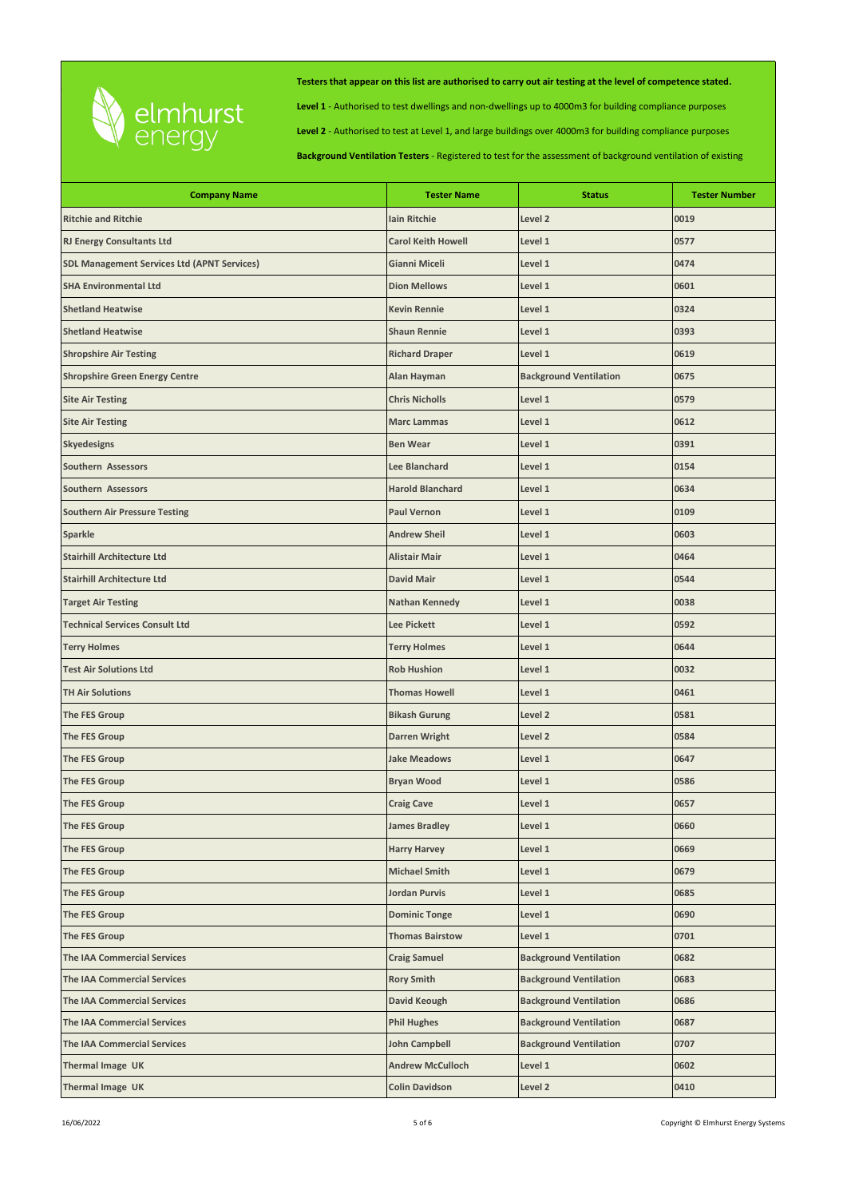**Testers that appear on this list are authorised to carry out air testing at the level of competence stated.**

**Level 1** - Authorised to test dwellings and non-dwellings up to 4000m3 for building compliance purposes

**Level 2** - Authorised to test at Level 1, and large buildings over 4000m3 for building compliance purposes

**Background Ventilation Testers** - Registered to test for the assessment of background ventilation of existing

| Company Name | Tester Name | Status | Tester Number |
|---|---|---|---|
| Ritchie and Ritchie | Iain Ritchie | Level 2 | 0019 |
| RJ Energy Consultants Ltd | Carol Keith Howell | Level 1 | 0577 |
| SDL Management Services Ltd (APNT Services) | Gianni Miceli | Level 1 | 0474 |
| SHA Environmental Ltd | Dion Mellows | Level 1 | 0601 |
| Shetland Heatwise | Kevin Rennie | Level 1 | 0324 |
| Shetland Heatwise | Shaun Rennie | Level 1 | 0393 |
| Shropshire Air Testing | Richard Draper | Level 1 | 0619 |
| Shropshire Green Energy Centre | Alan Hayman | Background Ventilation | 0675 |
| Site Air Testing | Chris Nicholls | Level 1 | 0579 |
| Site Air Testing | Marc Lammas | Level 1 | 0612 |
| Skyedesigns | Ben Wear | Level 1 | 0391 |
| Southern Assessors | Lee Blanchard | Level 1 | 0154 |
| Southern Assessors | Harold Blanchard | Level 1 | 0634 |
| Southern Air Pressure Testing | Paul Vernon | Level 1 | 0109 |
| Sparkle | Andrew Sheil | Level 1 | 0603 |
| Stairhill Architecture Ltd | Alistair Mair | Level 1 | 0464 |
| Stairhill Architecture Ltd | David Mair | Level 1 | 0544 |
| Target Air Testing | Nathan Kennedy | Level 1 | 0038 |
| Technical Services Consult Ltd | Lee Pickett | Level 1 | 0592 |
| Terry Holmes | Terry Holmes | Level 1 | 0644 |
| Test Air Solutions Ltd | Rob Hushion | Level 1 | 0032 |
| TH Air Solutions | Thomas Howell | Level 1 | 0461 |
| The FES Group | Bikash Gurung | Level 2 | 0581 |
| The FES Group | Darren Wright | Level 2 | 0584 |
| The FES Group | Jake Meadows | Level 1 | 0647 |
| The FES Group | Bryan Wood | Level 1 | 0586 |
| The FES Group | Craig Cave | Level 1 | 0657 |
| The FES Group | James Bradley | Level 1 | 0660 |
| The FES Group | Harry Harvey | Level 1 | 0669 |
| The FES Group | Michael Smith | Level 1 | 0679 |
| The FES Group | Jordan Purvis | Level 1 | 0685 |
| The FES Group | Dominic Tonge | Level 1 | 0690 |
| The FES Group | Thomas Bairstow | Level 1 | 0701 |
| The IAA Commercial Services | Craig Samuel | Background Ventilation | 0682 |
| The IAA Commercial Services | Rory Smith | Background Ventilation | 0683 |
| The IAA Commercial Services | David Keough | Background Ventilation | 0686 |
| The IAA Commercial Services | Phil Hughes | Background Ventilation | 0687 |
| The IAA Commercial Services | John Campbell | Background Ventilation | 0707 |
| Thermal Image UK | Andrew McCulloch | Level 1 | 0602 |
| Thermal Image UK | Colin Davidson | Level 2 | 0410 |

16/06/2022

Copyright © Elmhurst Energy Systems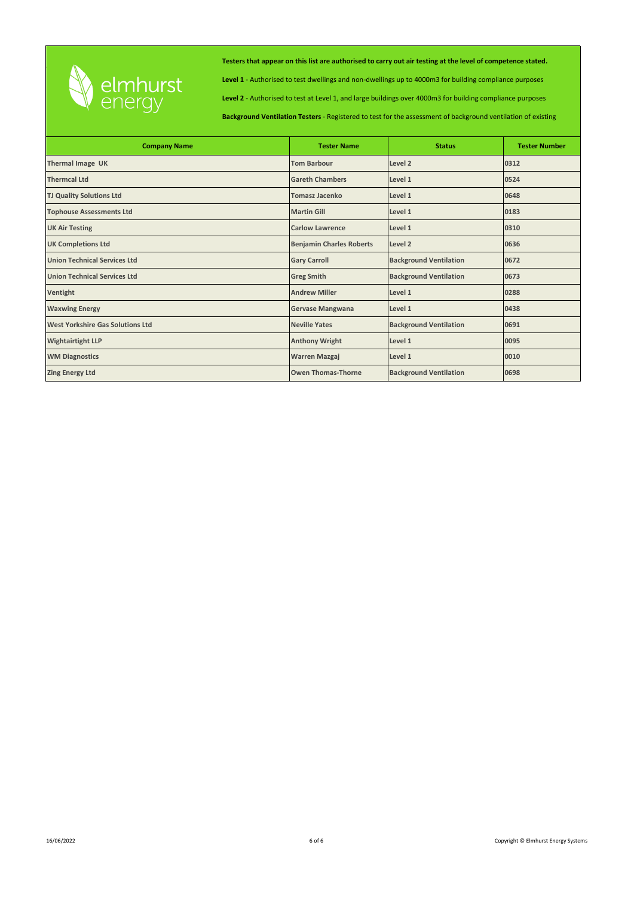**Testers that appear on this list are authorised to carry out air testing at the level of competence stated.**

**Level 1** - Authorised to test dwellings and non-dwellings up to 4000m3 for building compliance purposes

**Level 2** - Authorised to test at Level 1, and large buildings over 4000m3 for building compliance purposes

**Background Ventilation Testers** - Registered to test for the assessment of background ventilation of existing

| Company Name | Tester Name | Status | Tester Number |
|---|---|---|---|
| Thermal Image UK | Tom Barbour | Level 2 | 0312 |
| Thermcal Ltd | Gareth Chambers | Level 1 | 0524 |
| TJ Quality Solutions Ltd | Tomasz Jacenko | Level 1 | 0648 |
| Tophouse Assessments Ltd | Martin Gill | Level 1 | 0183 |
| UK Air Testing | Carlow Lawrence | Level 1 | 0310 |
| UK Completions Ltd | Benjamin Charles Roberts | Level 2 | 0636 |
| Union Technical Services Ltd | Gary Carroll | Background Ventilation | 0672 |
| Union Technical Services Ltd | Greg Smith | Background Ventilation | 0673 |
| Ventight | Andrew Miller | Level 1 | 0288 |
| Waxwing Energy | Gervase Mangwana | Level 1 | 0438 |
| West Yorkshire Gas Solutions Ltd | Neville Yates | Background Ventilation | 0691 |
| Wightairtight LLP | Anthony Wright | Level 1 | 0095 |
| WM Diagnostics | Warren Mazgaj | Level 1 | 0010 |
| Zing Energy Ltd | Owen Thomas-Thorne | Background Ventilation | 0698 |